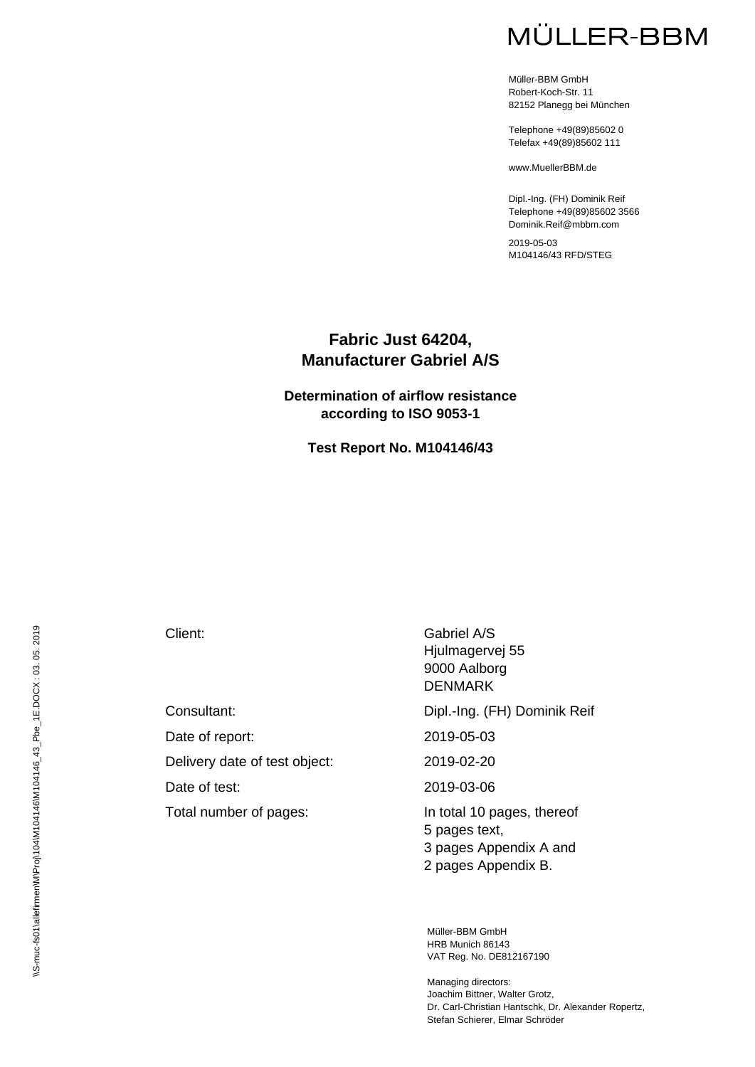MÜLLER-BBM

Müller-BBM GmbH
Robert-Koch-Str. 11
82152 Planegg bei München

Telephone +49(89)85602 0
Telefax +49(89)85602 111

www.MuellerBBM.de

Dipl.-Ing. (FH) Dominik Reif
Telephone +49(89)85602 3566
Dominik.Reif@mbbm.com

2019-05-03
M104146/43 RFD/STEG

# Fabric Just 64204, Manufacturer Gabriel A/S

## Determination of airflow resistance according to ISO 9053-1

### Test Report No. M104146/43

| | |
|---|---|
| Client: | Gabriel A/S<br>Hjulmagervej 55<br>9000 Aalborg<br>DENMARK |
| Consultant: | Dipl.-Ing. (FH) Dominik Reif |
| Date of report: | 2019-05-03 |
| Delivery date of test object: | 2019-02-20 |
| Date of test: | 2019-03-06 |
| Total number of pages: | In total 10 pages, thereof<br>5 pages text,<br>3 pages Appendix A and<br>2 pages Appendix B. |

\\S-muc-fs01\allefirmen\M\Proj\104\M104146\M104146_43_Pbe_1E.DOCX : 03. 05. 2019

Müller-BBM GmbH
HRB Munich 86143
VAT Reg. No. DE812167190

Managing directors:
Joachim Bittner, Walter Grotz,
Dr. Carl-Christian Hantschk, Dr. Alexander Ropertz,
Stefan Schierer, Elmar Schröder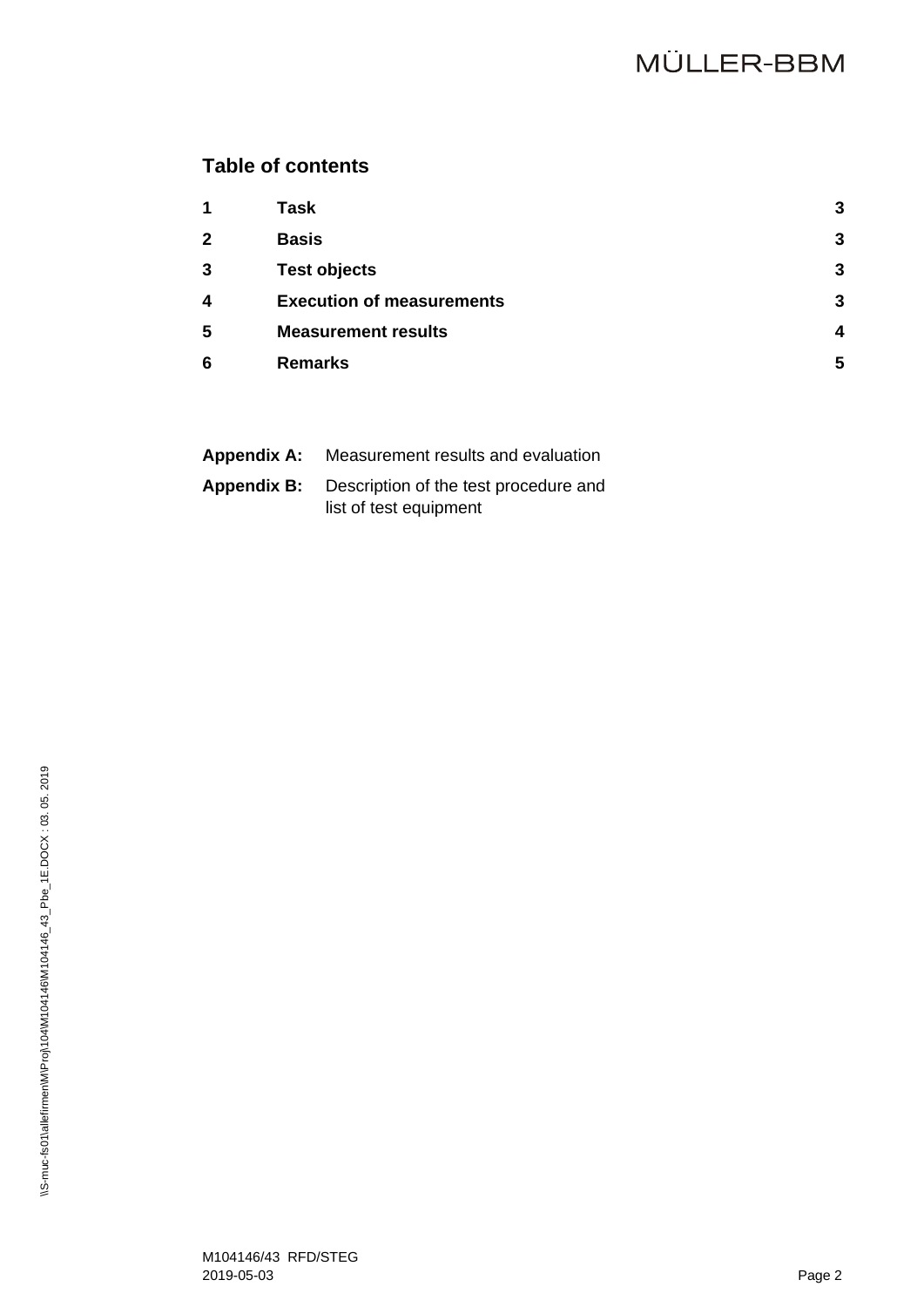## Table of contents

| | | |
|---|---|---|
| **1** | **Task** | **3** |
| **2** | **Basis** | **3** |
| **3** | **Test objects** | **3** |
| **4** | **Execution of measurements** | **3** |
| **5** | **Measurement results** | **4** |
| **6** | **Remarks** | **5** |

**Appendix A:** Measurement results and evaluation

**Appendix B:** Description of the test procedure and list of test equipment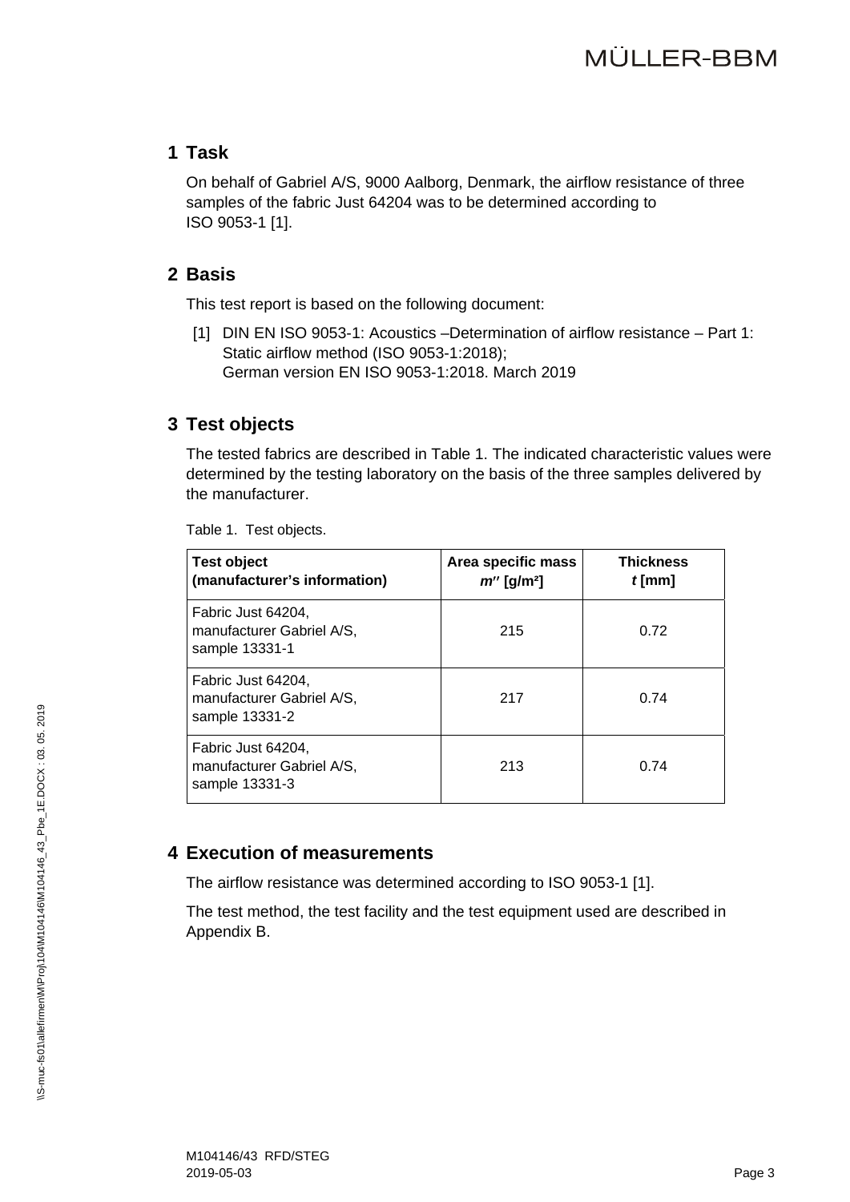## 1 Task

On behalf of Gabriel A/S, 9000 Aalborg, Denmark, the airflow resistance of three samples of the fabric Just 64204 was to be determined according to ISO 9053-1 [1].

## 2 Basis

This test report is based on the following document:

[1] DIN EN ISO 9053-1: Acoustics –Determination of airflow resistance – Part 1: Static airflow method (ISO 9053-1:2018); German version EN ISO 9053-1:2018. March 2019

## 3 Test objects

The tested fabrics are described in Table 1. The indicated characteristic values were determined by the testing laboratory on the basis of the three samples delivered by the manufacturer.

Table 1. Test objects.

| **Test object (manufacturer's information)** | **Area specific mass $m''$ [g/m²]** | **Thickness $t$ [mm]** |
|---|---|---|
| Fabric Just 64204, manufacturer Gabriel A/S, sample 13331-1 | 215 | 0.72 |
| Fabric Just 64204, manufacturer Gabriel A/S, sample 13331-2 | 217 | 0.74 |
| Fabric Just 64204, manufacturer Gabriel A/S, sample 13331-3 | 213 | 0.74 |

## 4 Execution of measurements

The airflow resistance was determined according to ISO 9053-1 [1].

The test method, the test facility and the test equipment used are described in Appendix B.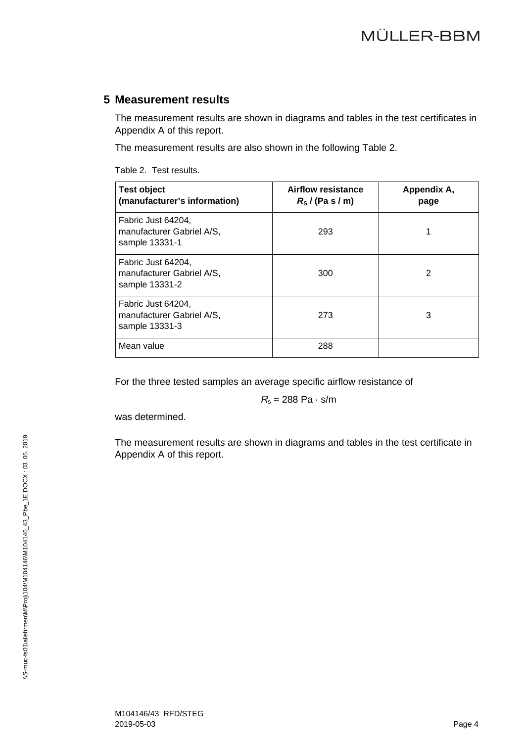## 5 Measurement results

The measurement results are shown in diagrams and tables in the test certificates in Appendix A of this report.

The measurement results are also shown in the following Table 2.

Table 2. Test results.

| **Test object (manufacturer's information)** | **Airflow resistance $R_s$ / (Pa s / m)** | **Appendix A, page** |
|---|---|---|
| Fabric Just 64204, manufacturer Gabriel A/S, sample 13331-1 | 293 | 1 |
| Fabric Just 64204, manufacturer Gabriel A/S, sample 13331-2 | 300 | 2 |
| Fabric Just 64204, manufacturer Gabriel A/S, sample 13331-3 | 273 | 3 |
| Mean value | 288 | |

For the three tested samples an average specific airflow resistance of

$$R_s = 288 \text{ Pa} \cdot \text{s/m}$$

was determined.

The measurement results are shown in diagrams and tables in the test certificate in Appendix A of this report.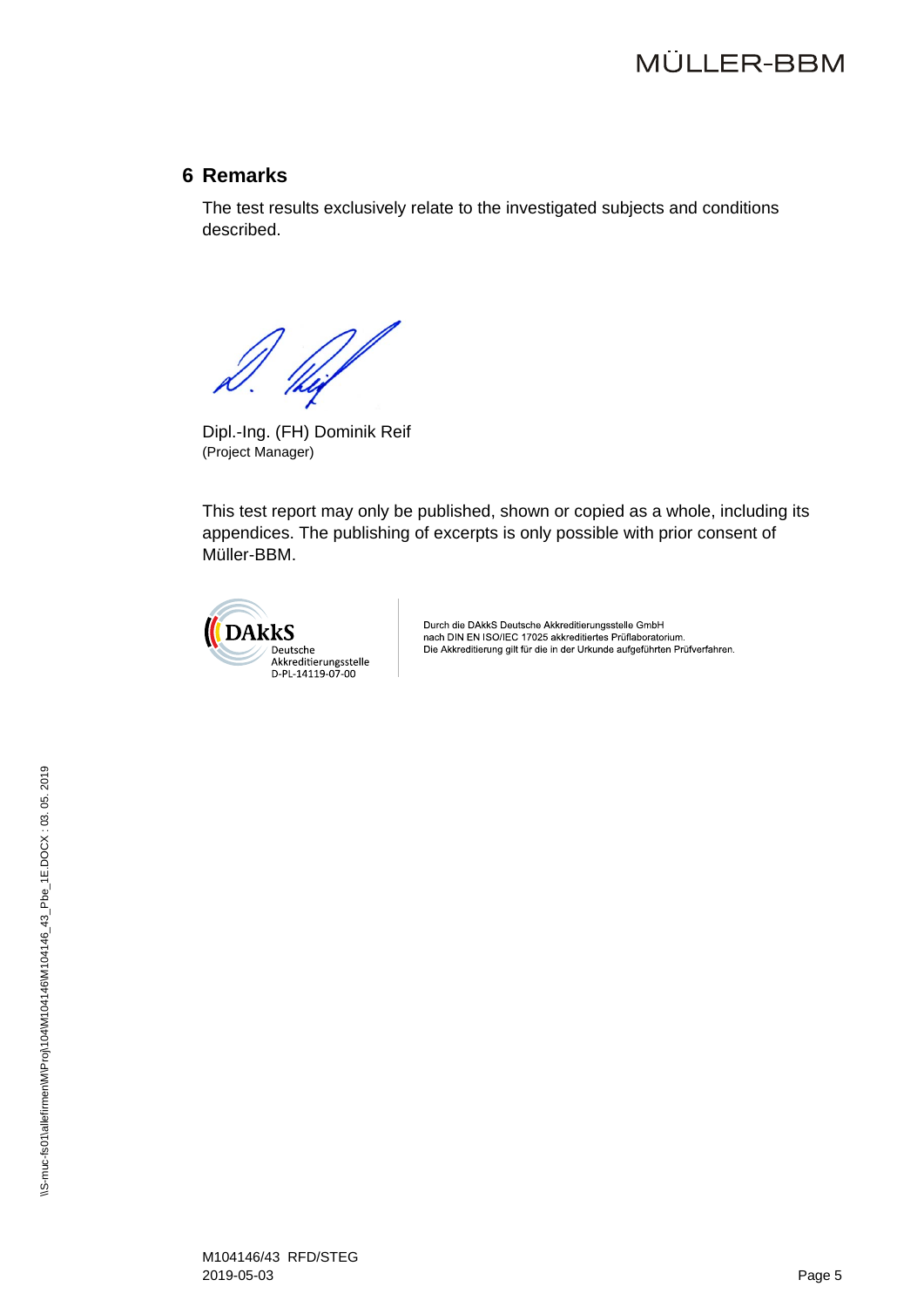## 6 Remarks

The test results exclusively relate to the investigated subjects and conditions described.

Dipl.-Ing. (FH) Dominik Reif
(Project Manager)

This test report may only be published, shown or copied as a whole, including its appendices. The publishing of excerpts is only possible with prior consent of Müller-BBM.

DAkkS
Deutsche
Akkreditierungsstelle
D-PL-14119-07-00

Durch die DAkkS Deutsche Akkreditierungsstelle GmbH
nach DIN EN ISO/IEC 17025 akkreditiertes Prüflaboratorium.
Die Akkreditierung gilt für die in der Urkunde aufgeführten Prüfverfahren.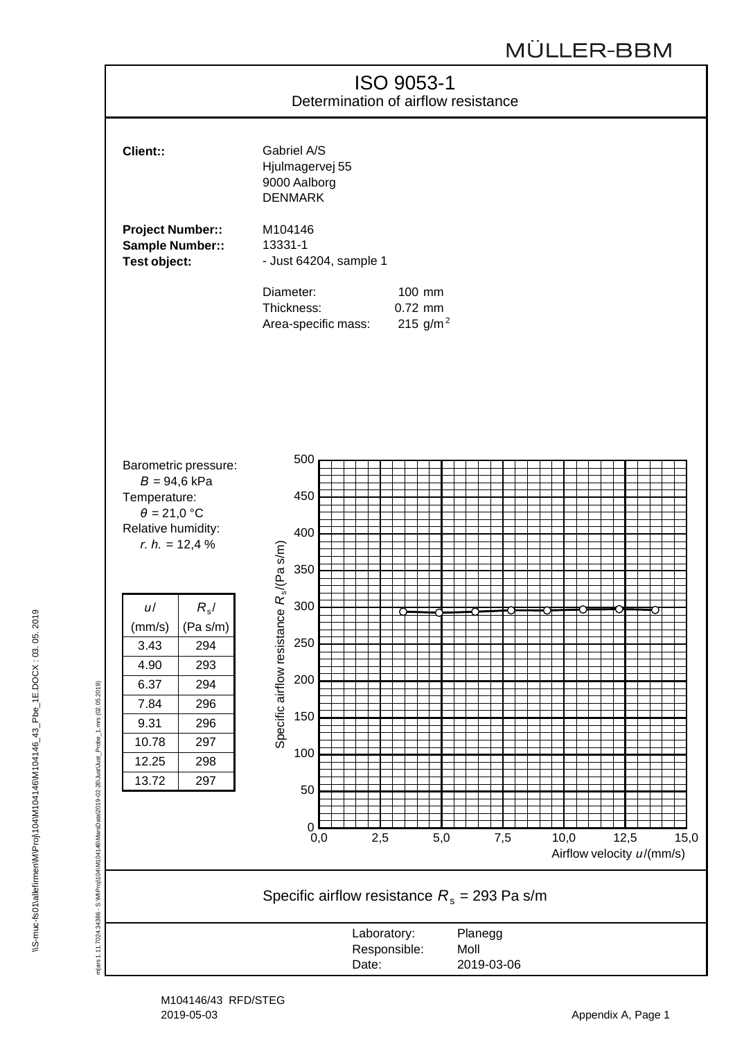MÜLLER-BBM

# ISO 9053-1

Determination of airflow resistance

**Client::** Gabriel A/S
Hjulmagervej 55
9000 Aalborg
DENMARK

**Project Number::** M104146
**Sample Number::** 13331-1
**Test object:** - Just 64204, sample 1

Diameter: 100 mm
Thickness: 0.72 mm
Area-specific mass: 215 g/m²

Barometric pressure:
$B$ = 94,6 kPa
Temperature:
$\theta$ = 21,0 °C
Relative humidity:
*r. h.* = 12,4 %

| $u$/ (mm/s) | $R_s$/ (Pa s/m) |
|---|---|
| 3.43 | 294 |
| 4.90 | 293 |
| 6.37 | 294 |
| 7.84 | 296 |
| 9.31 | 296 |
| 10.78 | 297 |
| 12.25 | 298 |
| 13.72 | 297 |

Specific airflow resistance $R_s$ = 293 Pa s/m

Laboratory: Planegg
Responsible: Moll
Date: 2019-03-06

M104146/43 RFD/STEG
2019-05-03

Appendix A, Page 1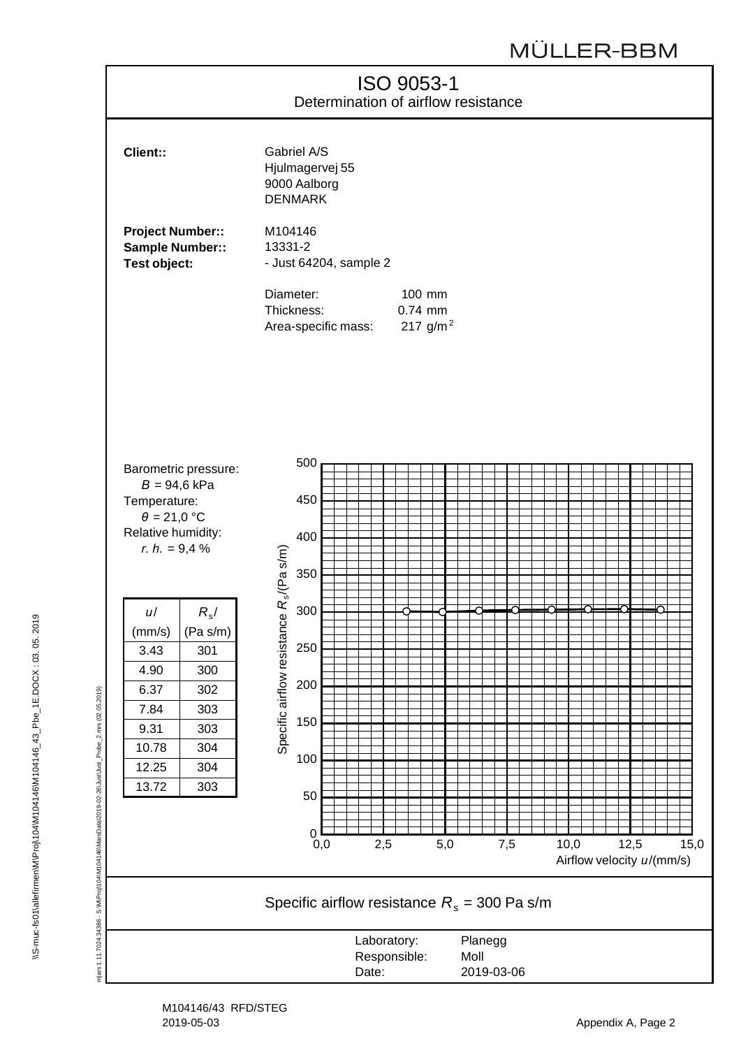MÜLLER-BBM

# ISO 9053-1

Determination of airflow resistance

**Client::** Gabriel A/S
Hjulmagervej 55
9000 Aalborg
DENMARK

**Project Number::** M104146
**Sample Number::** 13331-2
**Test object:** - Just 64204, sample 2

Diameter: 100 mm
Thickness: 0.74 mm
Area-specific mass: 217 g/m²

Barometric pressure:
$B$ = 94,6 kPa
Temperature:
$\theta$ = 21,0 °C
Relative humidity:
*r. h.* = 9,4 %

| $u$/ (mm/s) | $R_s$/ (Pa s/m) |
|---|---|
| 3.43 | 301 |
| 4.90 | 300 |
| 6.37 | 302 |
| 7.84 | 303 |
| 9.31 | 303 |
| 10.78 | 304 |
| 12.25 | 304 |
| 13.72 | 303 |

Specific airflow resistance $R_s$/(Pa s/m)

Airflow velocity $u$/(mm/s)

Specific airflow resistance $R_s$ = 300 Pa s/m

Laboratory: Planegg
Responsible: Moll
Date: 2019-03-06

M104146/43 RFD/STEG
2019-05-03

Appendix A, Page 2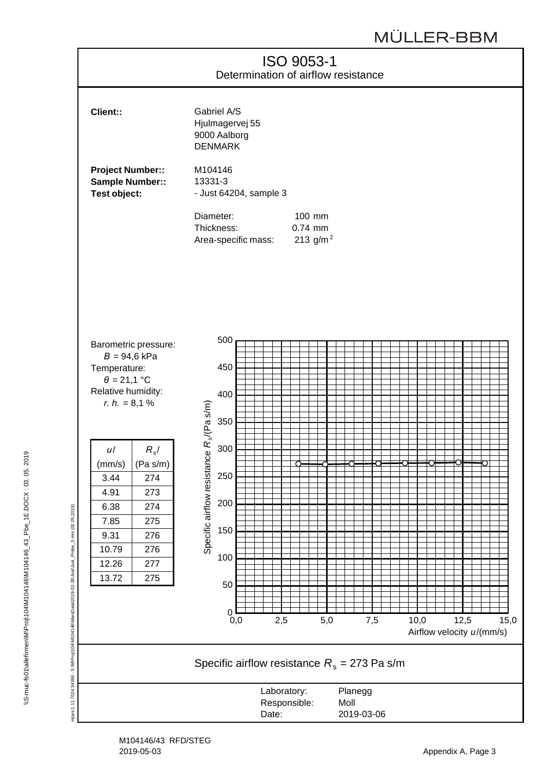MÜLLER-BBM

# ISO 9053-1

Determination of airflow resistance

**Client::** Gabriel A/S
Hjulmagervej 55
9000 Aalborg
DENMARK

**Project Number::** M104146
**Sample Number::** 13331-3
**Test object:** - Just 64204, sample 3

Diameter: 100 mm
Thickness: 0.74 mm
Area-specific mass: 213 g/m$^2$

Barometric pressure:
$B$ = 94,6 kPa
Temperature:
$\theta$ = 21,1 °C
Relative humidity:
$r. h.$ = 8,1 %

| $u$/ (mm/s) | $R_s$/ (Pa s/m) |
|---|---|
| 3.44 | 274 |
| 4.91 | 273 |
| 6.38 | 274 |
| 7.85 | 275 |
| 9.31 | 276 |
| 10.79 | 276 |
| 12.26 | 277 |
| 13.72 | 275 |

Specific airflow resistance $R_s$/(Pa s/m)

Airflow velocity $u$/(mm/s)

Specific airflow resistance $R_s$ = 273 Pa s/m

Laboratory: Planegg
Responsible: Moll
Date: 2019-03-06

M104146/43 RFD/STEG
2019-05-03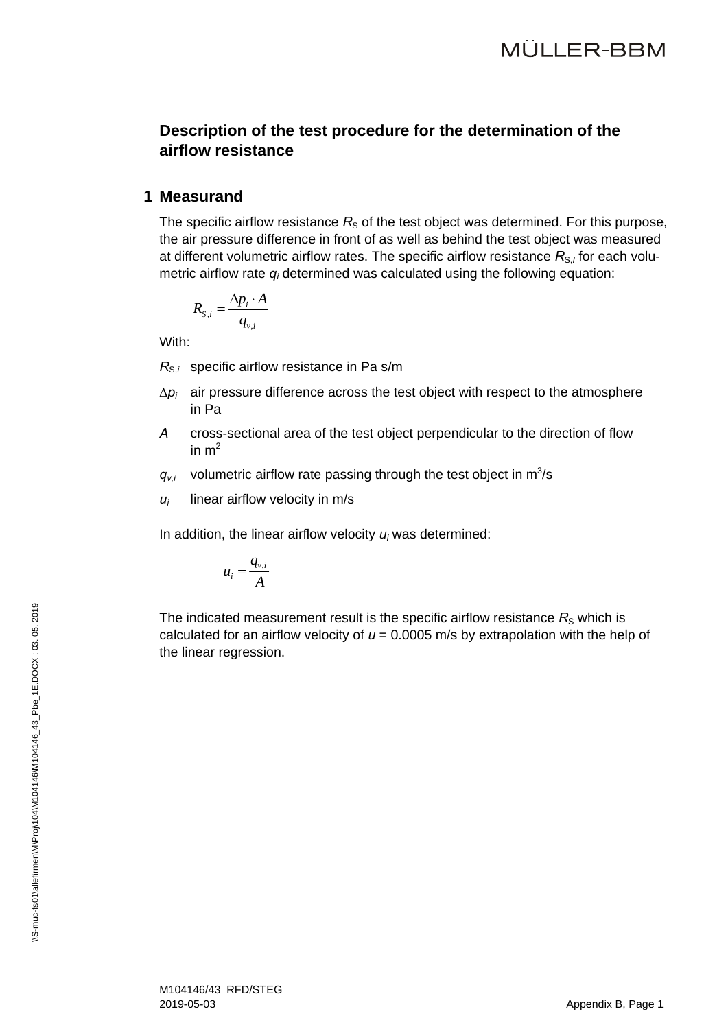## Description of the test procedure for the determination of the airflow resistance

### 1 Measurand

The specific airflow resistance $R_S$ of the test object was determined. For this purpose, the air pressure difference in front of as well as behind the test object was measured at different volumetric airflow rates. The specific airflow resistance $R_{S,I}$ for each volumetric airflow rate $q_i$ determined was calculated using the following equation:

$$R_{S,i} = \frac{\Delta p_i \cdot A}{q_{v,i}}$$

With:

- $R_{S,i}$ specific airflow resistance in Pa s/m
- $\Delta p_i$ air pressure difference across the test object with respect to the atmosphere in Pa
- $A$ cross-sectional area of the test object perpendicular to the direction of flow in m$^2$
- $q_{v,i}$ volumetric airflow rate passing through the test object in m$^3$/s
- $u_i$ linear airflow velocity in m/s

In addition, the linear airflow velocity $u_i$ was determined:

$$u_i = \frac{q_{v,i}}{A}$$

The indicated measurement result is the specific airflow resistance $R_S$ which is calculated for an airflow velocity of $u$ = 0.0005 m/s by extrapolation with the help of the linear regression.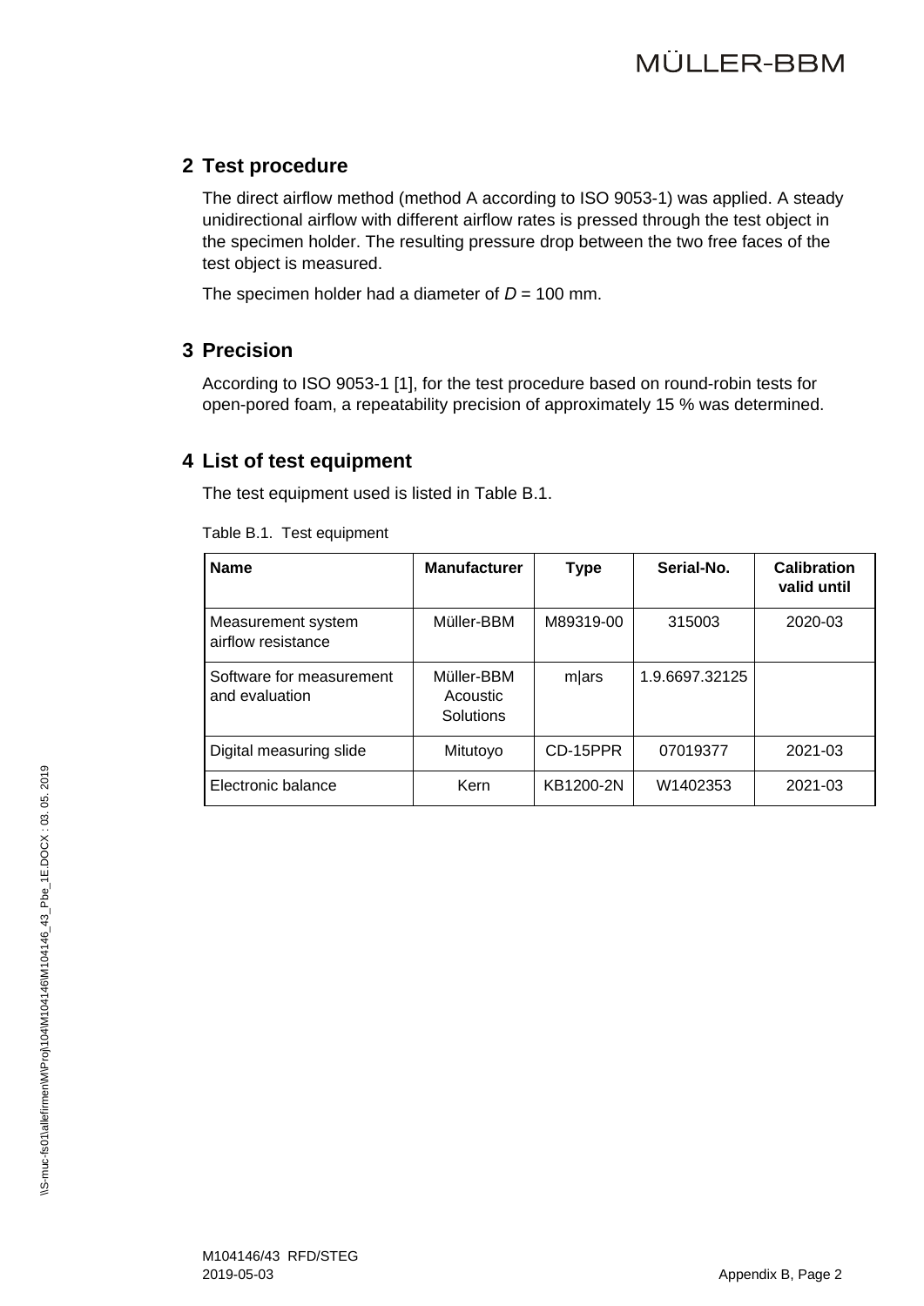## 2 Test procedure

The direct airflow method (method A according to ISO 9053-1) was applied. A steady unidirectional airflow with different airflow rates is pressed through the test object in the specimen holder. The resulting pressure drop between the two free faces of the test object is measured.

The specimen holder had a diameter of $D$ = 100 mm.

## 3 Precision

According to ISO 9053-1 [1], for the test procedure based on round-robin tests for open-pored foam, a repeatability precision of approximately 15 % was determined.

## 4 List of test equipment

The test equipment used is listed in Table B.1.

Table B.1. Test equipment

| Name | Manufacturer | Type | Serial-No. | Calibration valid until |
|---|---|---|---|---|
| Measurement system airflow resistance | Müller-BBM | M89319-00 | 315003 | 2020-03 |
| Software for measurement and evaluation | Müller-BBM Acoustic Solutions | m\|ars | 1.9.6697.32125 | |
| Digital measuring slide | Mitutoyo | CD-15PPR | 07019377 | 2021-03 |
| Electronic balance | Kern | KB1200-2N | W1402353 | 2021-03 |